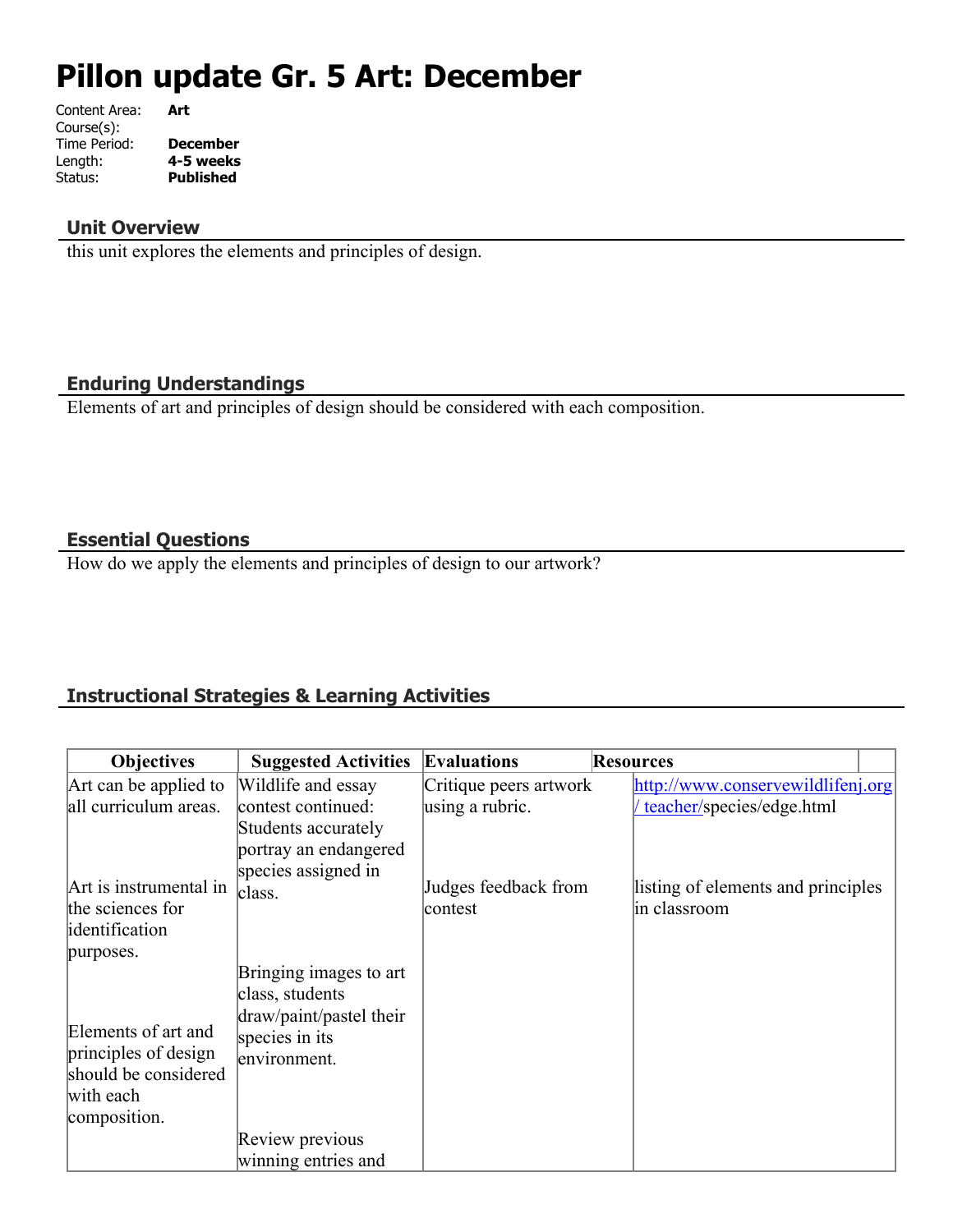# Pillon update Gr. 5 Art: December

Content Area: **Art**
Course(s):
Time Period: **December**
Length: **4-5 weeks**
Status: **Published**

## Unit Overview

this unit explores the elements and principles of design.

## Enduring Understandings

Elements of art and principles of design should be considered with each composition.

## Essential Questions

How do we apply the elements and principles of design to our artwork?

## Instructional Strategies & Learning Activities

| Objectives | Suggested Activities | Evaluations | Resources |
|---|---|---|---|
| Art can be applied to all curriculum areas.<br><br>Art is instrumental in the sciences for identification purposes.<br><br>Elements of art and principles of design should be considered with each composition. | Wildlife and essay contest continued: Students accurately portray an endangered species assigned in class.<br><br>Bringing images to art class, students draw/paint/pastel their species in its environment.<br><br>Review previous winning entries and | Critique peers artwork using a rubric.<br><br>Judges feedback from contest | http://www.conservewildlifenj.org/ teacher/species/edge.html<br><br>listing of elements and principles in classroom |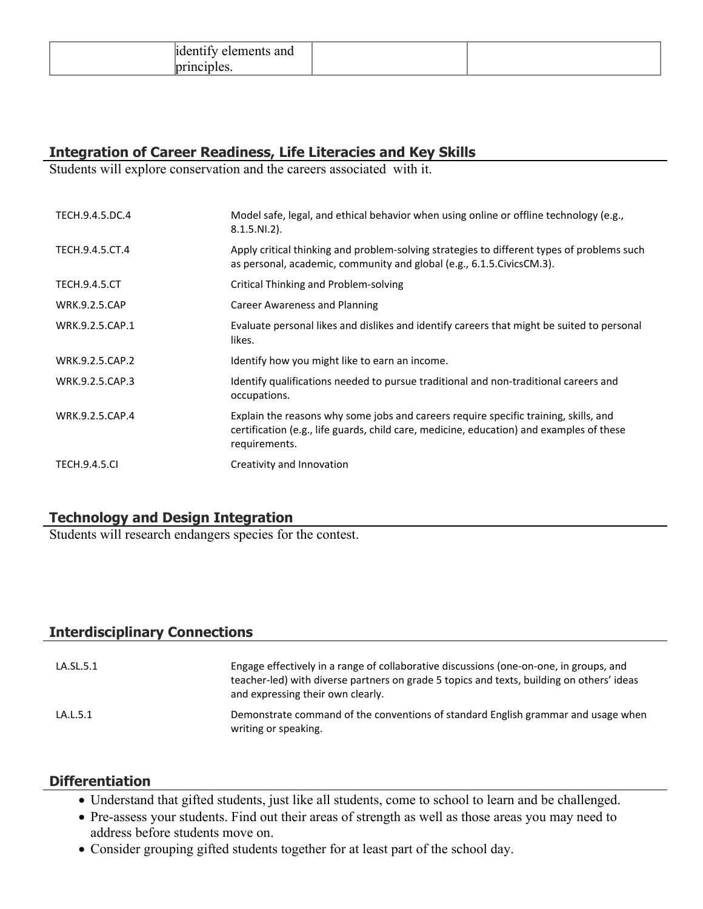|  | identify elements and principles. |  |  |
|---|---|---|---|

## Integration of Career Readiness, Life Literacies and Key Skills

Students will explore conservation and the careers associated with it.

| | |
|---|---|
| TECH.9.4.5.DC.4 | Model safe, legal, and ethical behavior when using online or offline technology (e.g., 8.1.5.NI.2). |
| TECH.9.4.5.CT.4 | Apply critical thinking and problem-solving strategies to different types of problems such as personal, academic, community and global (e.g., 6.1.5.CivicsCM.3). |
| TECH.9.4.5.CT | Critical Thinking and Problem-solving |
| WRK.9.2.5.CAP | Career Awareness and Planning |
| WRK.9.2.5.CAP.1 | Evaluate personal likes and dislikes and identify careers that might be suited to personal likes. |
| WRK.9.2.5.CAP.2 | Identify how you might like to earn an income. |
| WRK.9.2.5.CAP.3 | Identify qualifications needed to pursue traditional and non-traditional careers and occupations. |
| WRK.9.2.5.CAP.4 | Explain the reasons why some jobs and careers require specific training, skills, and certification (e.g., life guards, child care, medicine, education) and examples of these requirements. |
| TECH.9.4.5.CI | Creativity and Innovation |

## Technology and Design Integration

Students will research endangers species for the contest.

## Interdisciplinary Connections

| | |
|---|---|
| LA.SL.5.1 | Engage effectively in a range of collaborative discussions (one-on-one, in groups, and teacher-led) with diverse partners on grade 5 topics and texts, building on others' ideas and expressing their own clearly. |
| LA.L.5.1 | Demonstrate command of the conventions of standard English grammar and usage when writing or speaking. |

## Differentiation

- Understand that gifted students, just like all students, come to school to learn and be challenged.
- Pre-assess your students. Find out their areas of strength as well as those areas you may need to address before students move on.
- Consider grouping gifted students together for at least part of the school day.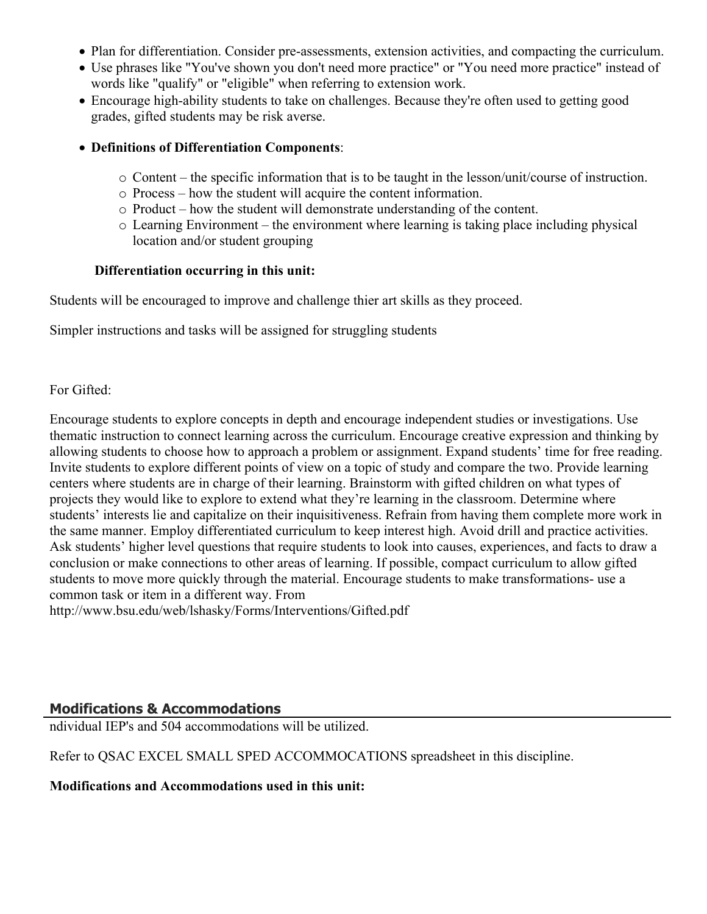- Plan for differentiation. Consider pre-assessments, extension activities, and compacting the curriculum.
- Use phrases like "You've shown you don't need more practice" or "You need more practice" instead of words like "qualify" or "eligible" when referring to extension work.
- Encourage high-ability students to take on challenges. Because they're often used to getting good grades, gifted students may be risk averse.
- **Definitions of Differentiation Components**:
  - Content – the specific information that is to be taught in the lesson/unit/course of instruction.
  - Process – how the student will acquire the content information.
  - Product – how the student will demonstrate understanding of the content.
  - Learning Environment – the environment where learning is taking place including physical location and/or student grouping

**Differentiation occurring in this unit:**

Students will be encouraged to improve and challenge thier art skills as they proceed.

Simpler instructions and tasks will be assigned for struggling students

For Gifted:

Encourage students to explore concepts in depth and encourage independent studies or investigations. Use thematic instruction to connect learning across the curriculum. Encourage creative expression and thinking by allowing students to choose how to approach a problem or assignment. Expand students' time for free reading. Invite students to explore different points of view on a topic of study and compare the two. Provide learning centers where students are in charge of their learning. Brainstorm with gifted children on what types of projects they would like to explore to extend what they're learning in the classroom. Determine where students' interests lie and capitalize on their inquisitiveness. Refrain from having them complete more work in the same manner. Employ differentiated curriculum to keep interest high. Avoid drill and practice activities. Ask students' higher level questions that require students to look into causes, experiences, and facts to draw a conclusion or make connections to other areas of learning. If possible, compact curriculum to allow gifted students to move more quickly through the material. Encourage students to make transformations- use a common task or item in a different way. From http://www.bsu.edu/web/lshasky/Forms/Interventions/Gifted.pdf

## Modifications & Accommodations

ndividual IEP's and 504 accommodations will be utilized.

Refer to QSAC EXCEL SMALL SPED ACCOMMOCATIONS spreadsheet in this discipline.

**Modifications and Accommodations used in this unit:**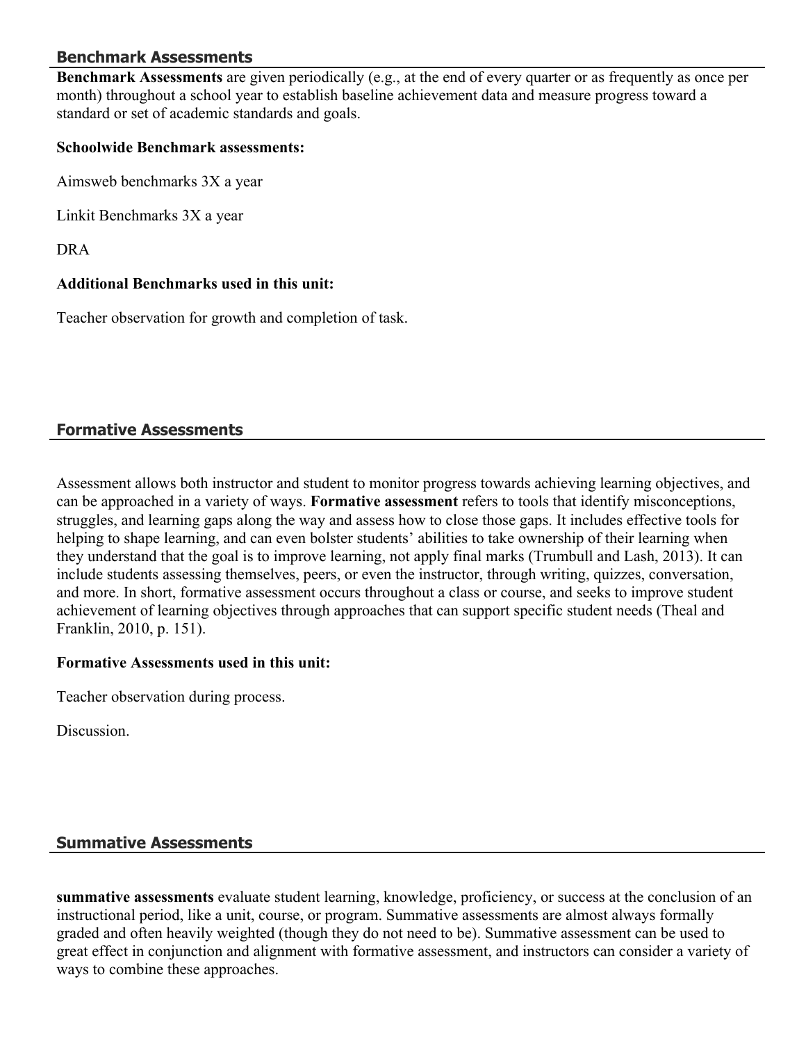## Benchmark Assessments

**Benchmark Assessments** are given periodically (e.g., at the end of every quarter or as frequently as once per month) throughout a school year to establish baseline achievement data and measure progress toward a standard or set of academic standards and goals.

**Schoolwide Benchmark assessments:**

Aimsweb benchmarks 3X a year

Linkit Benchmarks 3X a year

DRA

**Additional Benchmarks used in this unit:**

Teacher observation for growth and completion of task.

## Formative Assessments

Assessment allows both instructor and student to monitor progress towards achieving learning objectives, and can be approached in a variety of ways. **Formative assessment** refers to tools that identify misconceptions, struggles, and learning gaps along the way and assess how to close those gaps. It includes effective tools for helping to shape learning, and can even bolster students' abilities to take ownership of their learning when they understand that the goal is to improve learning, not apply final marks (Trumbull and Lash, 2013). It can include students assessing themselves, peers, or even the instructor, through writing, quizzes, conversation, and more. In short, formative assessment occurs throughout a class or course, and seeks to improve student achievement of learning objectives through approaches that can support specific student needs (Theal and Franklin, 2010, p. 151).

**Formative Assessments used in this unit:**

Teacher observation during process.

Discussion.

## Summative Assessments

**summative assessments** evaluate student learning, knowledge, proficiency, or success at the conclusion of an instructional period, like a unit, course, or program. Summative assessments are almost always formally graded and often heavily weighted (though they do not need to be). Summative assessment can be used to great effect in conjunction and alignment with formative assessment, and instructors can consider a variety of ways to combine these approaches.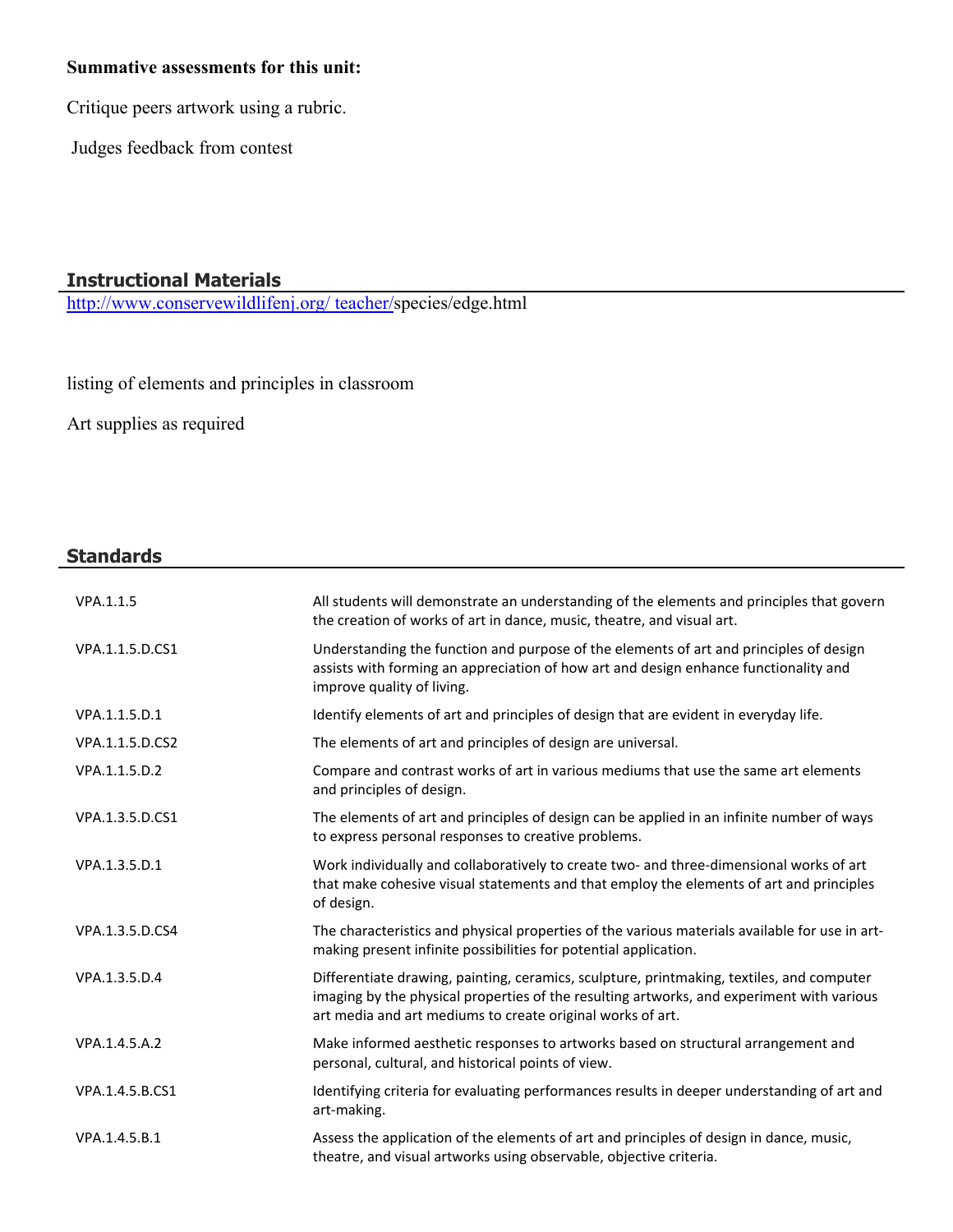**Summative assessments for this unit:**

Critique peers artwork using a rubric.

Judges feedback from contest

## Instructional Materials

http://www.conservewildlifenj.org/ teacher/species/edge.html

listing of elements and principles in classroom

Art supplies as required

## Standards

| | |
|---|---|
| VPA.1.1.5 | All students will demonstrate an understanding of the elements and principles that govern the creation of works of art in dance, music, theatre, and visual art. |
| VPA.1.1.5.D.CS1 | Understanding the function and purpose of the elements of art and principles of design assists with forming an appreciation of how art and design enhance functionality and improve quality of living. |
| VPA.1.1.5.D.1 | Identify elements of art and principles of design that are evident in everyday life. |
| VPA.1.1.5.D.CS2 | The elements of art and principles of design are universal. |
| VPA.1.1.5.D.2 | Compare and contrast works of art in various mediums that use the same art elements and principles of design. |
| VPA.1.3.5.D.CS1 | The elements of art and principles of design can be applied in an infinite number of ways to express personal responses to creative problems. |
| VPA.1.3.5.D.1 | Work individually and collaboratively to create two- and three-dimensional works of art that make cohesive visual statements and that employ the elements of art and principles of design. |
| VPA.1.3.5.D.CS4 | The characteristics and physical properties of the various materials available for use in art-making present infinite possibilities for potential application. |
| VPA.1.3.5.D.4 | Differentiate drawing, painting, ceramics, sculpture, printmaking, textiles, and computer imaging by the physical properties of the resulting artworks, and experiment with various art media and art mediums to create original works of art. |
| VPA.1.4.5.A.2 | Make informed aesthetic responses to artworks based on structural arrangement and personal, cultural, and historical points of view. |
| VPA.1.4.5.B.CS1 | Identifying criteria for evaluating performances results in deeper understanding of art and art-making. |
| VPA.1.4.5.B.1 | Assess the application of the elements of art and principles of design in dance, music, theatre, and visual artworks using observable, objective criteria. |